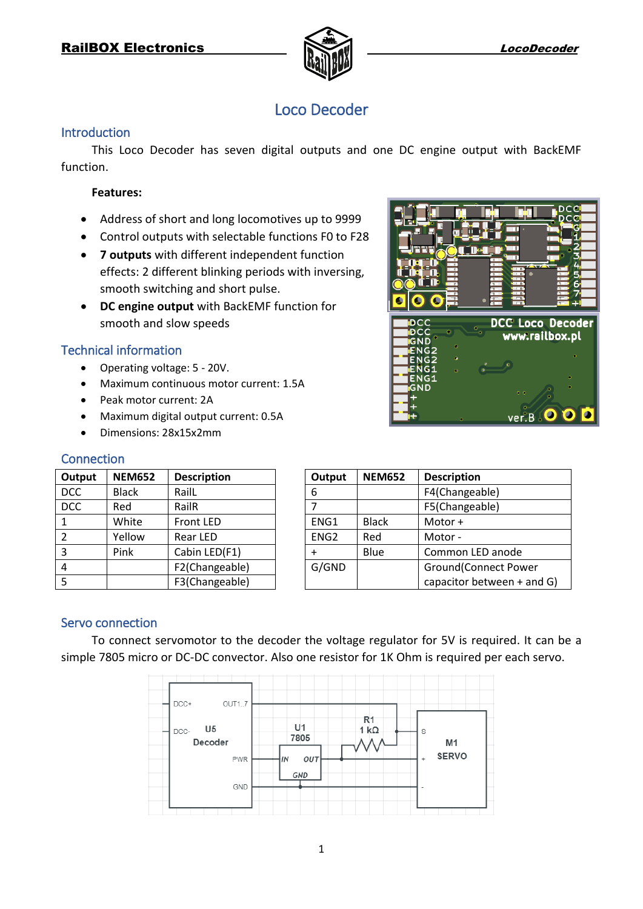# Loco Decoder

## Introduction

This Loco Decoder has seven digital outputs and one DC engine output with BackEMF function.

**Features:**

- Address of short and long locomotives up to 9999
- Control outputs with selectable functions F0 to F28
- **7 outputs** with different independent function effects: 2 different blinking periods with inversing, smooth switching and short pulse.
- **DC engine output** with BackEMF function for smooth and slow speeds

## Technical information

- Operating voltage: 5 - 20V.
- Maximum continuous motor current: 1.5A
- Peak motor current: 2A
- Maximum digital output current: 0.5A
- Dimensions: 28x15x2mm

## Connection

| Output | NEM652 | Description |
|---|---|---|
| DCC | Black | RailL |
| DCC | Red | RailR |
| 1 | White | Front LED |
| 2 | Yellow | Rear LED |
| 3 | Pink | Cabin LED(F1) |
| 4 | | F2(Changeable) |
| 5 | | F3(Changeable) |

| Output | NEM652 | Description |
|---|---|---|
| 6 | | F4(Changeable) |
| 7 | | F5(Changeable) |
| ENG1 | Black | Motor + |
| ENG2 | Red | Motor - |
| + | Blue | Common LED anode |
| G/GND | | Ground(Connect Power capacitor between + and G) |

## Servo connection

To connect servomotor to the decoder the voltage regulator for 5V is required. It can be a simple 7805 micro or DC-DC convector. Also one resistor for 1K Ohm is required per each servo.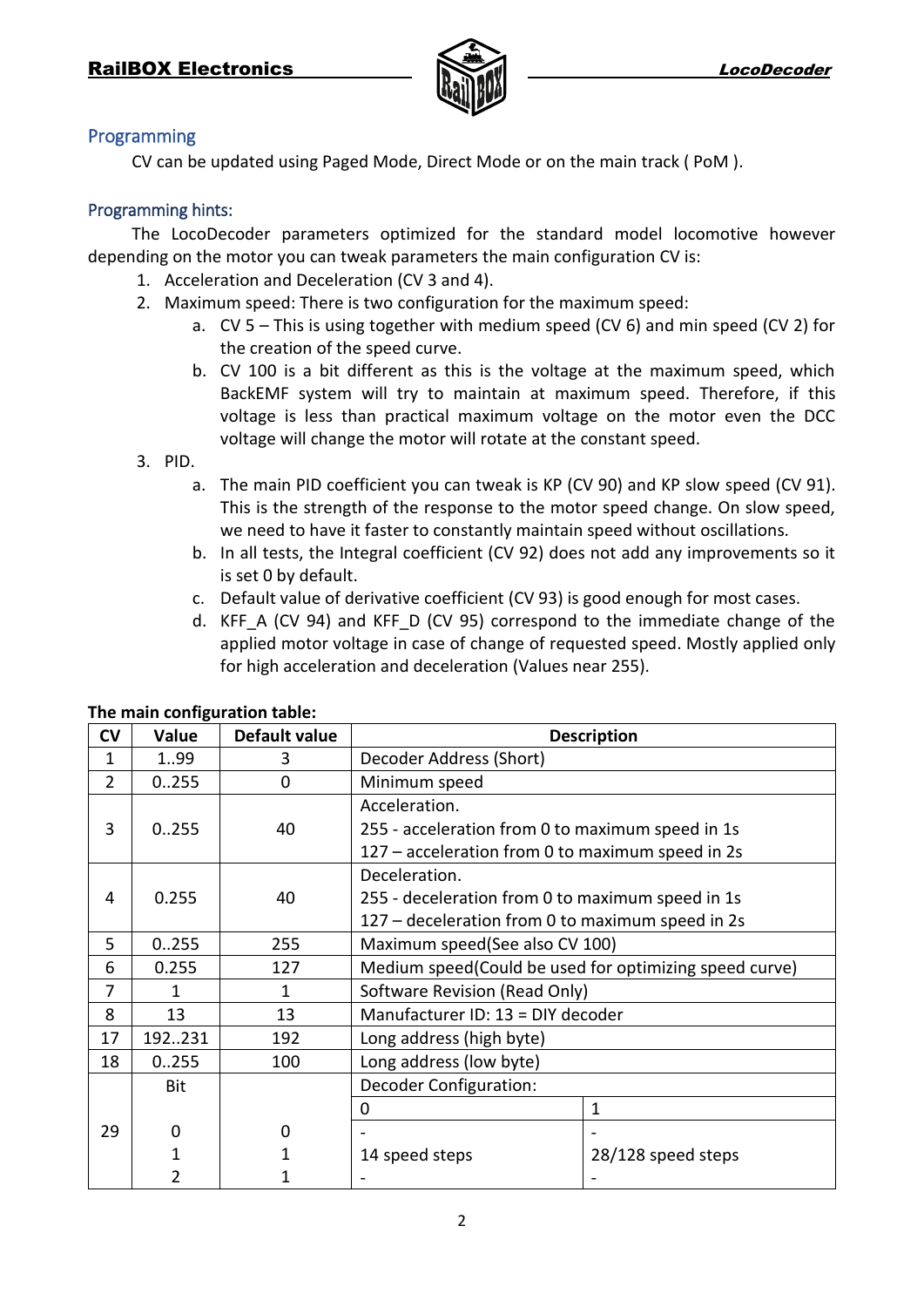## Programming

CV can be updated using Paged Mode, Direct Mode or on the main track ( PoM ).

### Programming hints:

The LocoDecoder parameters optimized for the standard model locomotive however depending on the motor you can tweak parameters the main configuration CV is:

1. Acceleration and Deceleration (CV 3 and 4).
2. Maximum speed: There is two configuration for the maximum speed:
   a. CV 5 – This is using together with medium speed (CV 6) and min speed (CV 2) for the creation of the speed curve.
   b. CV 100 is a bit different as this is the voltage at the maximum speed, which BackEMF system will try to maintain at maximum speed. Therefore, if this voltage is less than practical maximum voltage on the motor even the DCC voltage will change the motor will rotate at the constant speed.
3. PID.
   a. The main PID coefficient you can tweak is KP (CV 90) and KP slow speed (CV 91). This is the strength of the response to the motor speed change. On slow speed, we need to have it faster to constantly maintain speed without oscillations.
   b. In all tests, the Integral coefficient (CV 92) does not add any improvements so it is set 0 by default.
   c. Default value of derivative coefficient (CV 93) is good enough for most cases.
   d. KFF_A (CV 94) and KFF_D (CV 95) correspond to the immediate change of the applied motor voltage in case of change of requested speed. Mostly applied only for high acceleration and deceleration (Values near 255).

**The main configuration table:**

| CV | Value | Default value | Description | |
|---|---|---|---|---|
| 1 | 1..99 | 3 | Decoder Address (Short) | |
| 2 | 0..255 | 0 | Minimum speed | |
| 3 | 0..255 | 40 | Acceleration.<br>255 - acceleration from 0 to maximum speed in 1s<br>127 – acceleration from 0 to maximum speed in 2s | |
| 4 | 0.255 | 40 | Deceleration.<br>255 - deceleration from 0 to maximum speed in 1s<br>127 – deceleration from 0 to maximum speed in 2s | |
| 5 | 0..255 | 255 | Maximum speed(See also CV 100) | |
| 6 | 0.255 | 127 | Medium speed(Could be used for optimizing speed curve) | |
| 7 | 1 | 1 | Software Revision (Read Only) | |
| 8 | 13 | 13 | Manufacturer ID: 13 = DIY decoder | |
| 17 | 192..231 | 192 | Long address (high byte) | |
| 18 | 0..255 | 100 | Long address (low byte) | |
| 29 | Bit | | Decoder Configuration: | |
| | | | 0 | 1 |
| | 0 | 0 | - | - |
| | 1 | 1 | 14 speed steps | 28/128 speed steps |
| | 2 | 1 | - | - |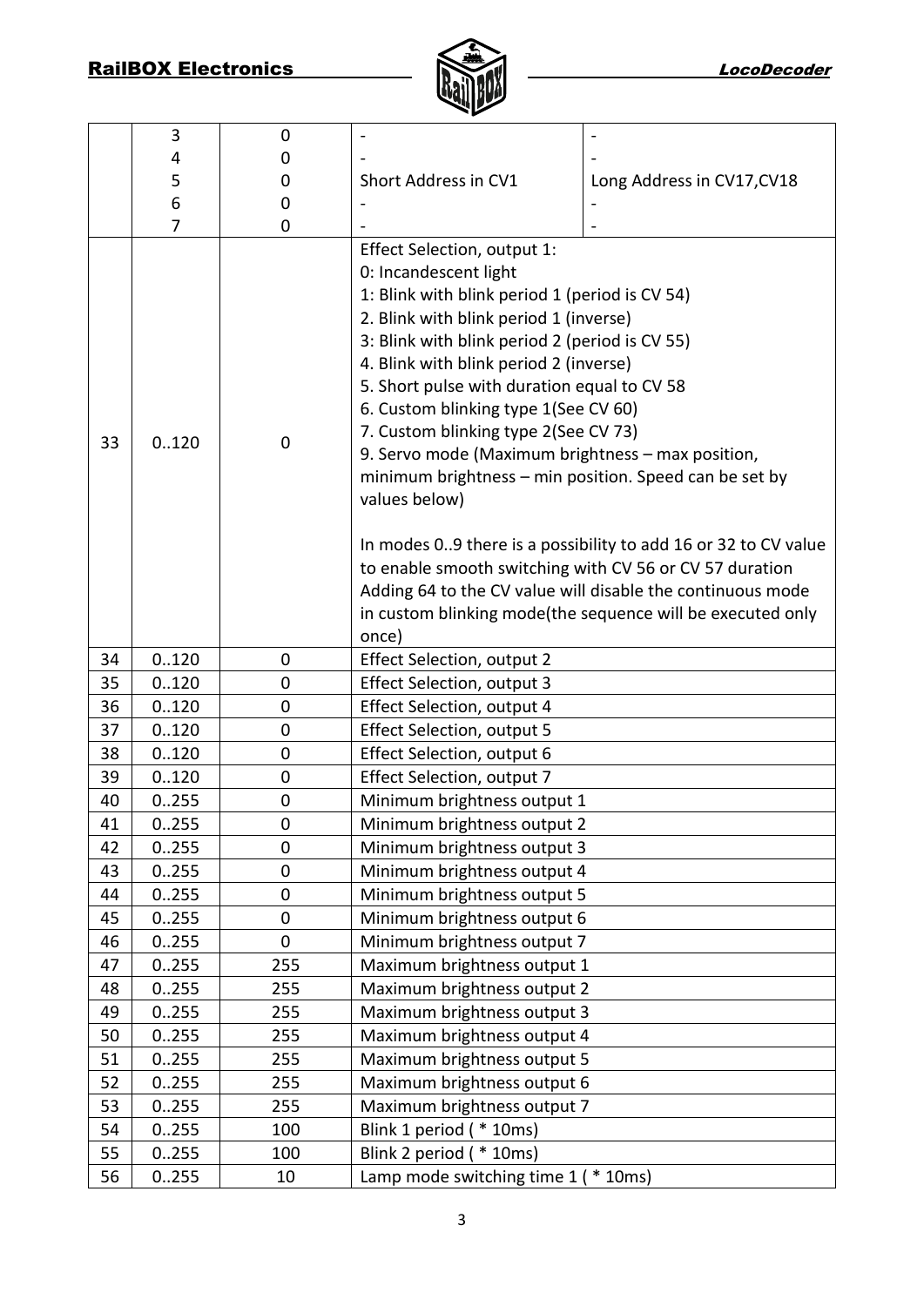|  |  |  |  |  |
|---|---|---|---|---|
|  | 3 | 0 | - | - |
|  | 4 | 0 | - | - |
|  | 5 | 0 | Short Address in CV1 | Long Address in CV17,CV18 |
|  | 6 | 0 | - | - |
|  | 7 | 0 | - | - |
| 33 | 0..120 | 0 | Effect Selection, output 1:<br>0: Incandescent light<br>1: Blink with blink period 1 (period is CV 54)<br>2. Blink with blink period 1 (inverse)<br>3: Blink with blink period 2 (period is CV 55)<br>4. Blink with blink period 2 (inverse)<br>5. Short pulse with duration equal to CV 58<br>6. Custom blinking type 1(See CV 60)<br>7. Custom blinking type 2(See CV 73)<br>9. Servo mode (Maximum brightness – max position, minimum brightness – min position. Speed can be set by values below)<br><br>In modes 0..9 there is a possibility to add 16 or 32 to CV value to enable smooth switching with CV 56 or CV 57 duration<br>Adding 64 to the CV value will disable the continuous mode in custom blinking mode(the sequence will be executed only once) | |
| 34 | 0..120 | 0 | Effect Selection, output 2 | |
| 35 | 0..120 | 0 | Effect Selection, output 3 | |
| 36 | 0..120 | 0 | Effect Selection, output 4 | |
| 37 | 0..120 | 0 | Effect Selection, output 5 | |
| 38 | 0..120 | 0 | Effect Selection, output 6 | |
| 39 | 0..120 | 0 | Effect Selection, output 7 | |
| 40 | 0..255 | 0 | Minimum brightness output 1 | |
| 41 | 0..255 | 0 | Minimum brightness output 2 | |
| 42 | 0..255 | 0 | Minimum brightness output 3 | |
| 43 | 0..255 | 0 | Minimum brightness output 4 | |
| 44 | 0..255 | 0 | Minimum brightness output 5 | |
| 45 | 0..255 | 0 | Minimum brightness output 6 | |
| 46 | 0..255 | 0 | Minimum brightness output 7 | |
| 47 | 0..255 | 255 | Maximum brightness output 1 | |
| 48 | 0..255 | 255 | Maximum brightness output 2 | |
| 49 | 0..255 | 255 | Maximum brightness output 3 | |
| 50 | 0..255 | 255 | Maximum brightness output 4 | |
| 51 | 0..255 | 255 | Maximum brightness output 5 | |
| 52 | 0..255 | 255 | Maximum brightness output 6 | |
| 53 | 0..255 | 255 | Maximum brightness output 7 | |
| 54 | 0..255 | 100 | Blink 1 period ( * 10ms) | |
| 55 | 0..255 | 100 | Blink 2 period ( * 10ms) | |
| 56 | 0..255 | 10 | Lamp mode switching time 1 ( * 10ms) | |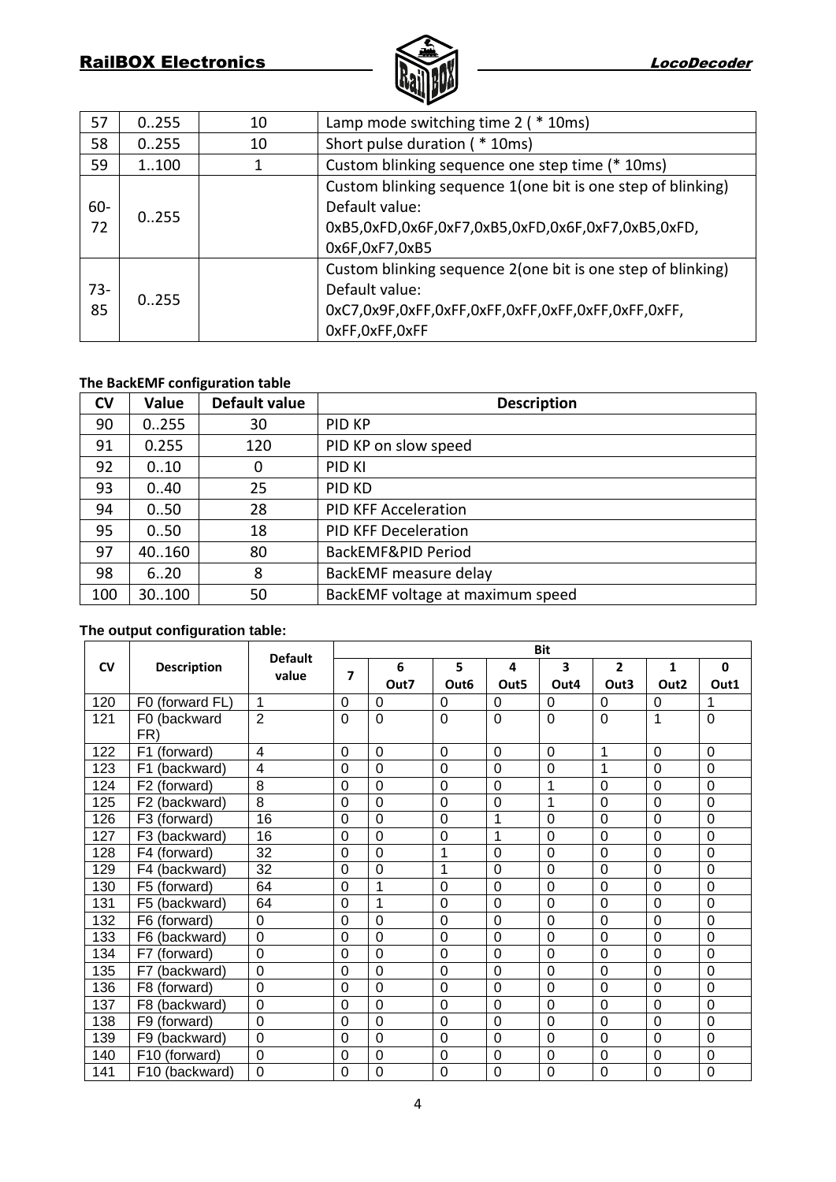| | | | |
|---|---|---|---|
| 57 | 0..255 | 10 | Lamp mode switching time 2 ( * 10ms) |
| 58 | 0..255 | 10 | Short pulse duration ( * 10ms) |
| 59 | 1..100 | 1 | Custom blinking sequence one step time (* 10ms) |
| 60-72 | 0..255 | | Custom blinking sequence 1(one bit is one step of blinking) Default value: 0xB5,0xFD,0x6F,0xF7,0xB5,0xFD,0x6F,0xF7,0xB5,0xFD, 0x6F,0xF7,0xB5 |
| 73-85 | 0..255 | | Custom blinking sequence 2(one bit is one step of blinking) Default value: 0xC7,0x9F,0xFF,0xFF,0xFF,0xFF,0xFF,0xFF,0xFF,0xFF, 0xFF,0xFF,0xFF |

**The BackEMF configuration table**

| CV | Value | Default value | Description |
|---|---|---|---|
| 90 | 0..255 | 30 | PID KP |
| 91 | 0.255 | 120 | PID KP on slow speed |
| 92 | 0..10 | 0 | PID KI |
| 93 | 0..40 | 25 | PID KD |
| 94 | 0..50 | 28 | PID KFF Acceleration |
| 95 | 0..50 | 18 | PID KFF Deceleration |
| 97 | 40..160 | 80 | BackEMF&PID Period |
| 98 | 6..20 | 8 | BackEMF measure delay |
| 100 | 30..100 | 50 | BackEMF voltage at maximum speed |

**The output configuration table:**

| CV | Description | Default value | Bit | | | | | | | |
|---|---|---|---|---|---|---|---|---|---|---|
| | | | 7 | 6 Out7 | 5 Out6 | 4 Out5 | 3 Out4 | 2 Out3 | 1 Out2 | 0 Out1 |
| 120 | F0 (forward FL) | 1 | 0 | 0 | 0 | 0 | 0 | 0 | 0 | 1 |
| 121 | F0 (backward FR) | 2 | 0 | 0 | 0 | 0 | 0 | 0 | 1 | 0 |
| 122 | F1 (forward) | 4 | 0 | 0 | 0 | 0 | 0 | 1 | 0 | 0 |
| 123 | F1 (backward) | 4 | 0 | 0 | 0 | 0 | 0 | 1 | 0 | 0 |
| 124 | F2 (forward) | 8 | 0 | 0 | 0 | 0 | 1 | 0 | 0 | 0 |
| 125 | F2 (backward) | 8 | 0 | 0 | 0 | 0 | 1 | 0 | 0 | 0 |
| 126 | F3 (forward) | 16 | 0 | 0 | 0 | 1 | 0 | 0 | 0 | 0 |
| 127 | F3 (backward) | 16 | 0 | 0 | 0 | 1 | 0 | 0 | 0 | 0 |
| 128 | F4 (forward) | 32 | 0 | 0 | 1 | 0 | 0 | 0 | 0 | 0 |
| 129 | F4 (backward) | 32 | 0 | 0 | 1 | 0 | 0 | 0 | 0 | 0 |
| 130 | F5 (forward) | 64 | 0 | 1 | 0 | 0 | 0 | 0 | 0 | 0 |
| 131 | F5 (backward) | 64 | 0 | 1 | 0 | 0 | 0 | 0 | 0 | 0 |
| 132 | F6 (forward) | 0 | 0 | 0 | 0 | 0 | 0 | 0 | 0 | 0 |
| 133 | F6 (backward) | 0 | 0 | 0 | 0 | 0 | 0 | 0 | 0 | 0 |
| 134 | F7 (forward) | 0 | 0 | 0 | 0 | 0 | 0 | 0 | 0 | 0 |
| 135 | F7 (backward) | 0 | 0 | 0 | 0 | 0 | 0 | 0 | 0 | 0 |
| 136 | F8 (forward) | 0 | 0 | 0 | 0 | 0 | 0 | 0 | 0 | 0 |
| 137 | F8 (backward) | 0 | 0 | 0 | 0 | 0 | 0 | 0 | 0 | 0 |
| 138 | F9 (forward) | 0 | 0 | 0 | 0 | 0 | 0 | 0 | 0 | 0 |
| 139 | F9 (backward) | 0 | 0 | 0 | 0 | 0 | 0 | 0 | 0 | 0 |
| 140 | F10 (forward) | 0 | 0 | 0 | 0 | 0 | 0 | 0 | 0 | 0 |
| 141 | F10 (backward) | 0 | 0 | 0 | 0 | 0 | 0 | 0 | 0 | 0 |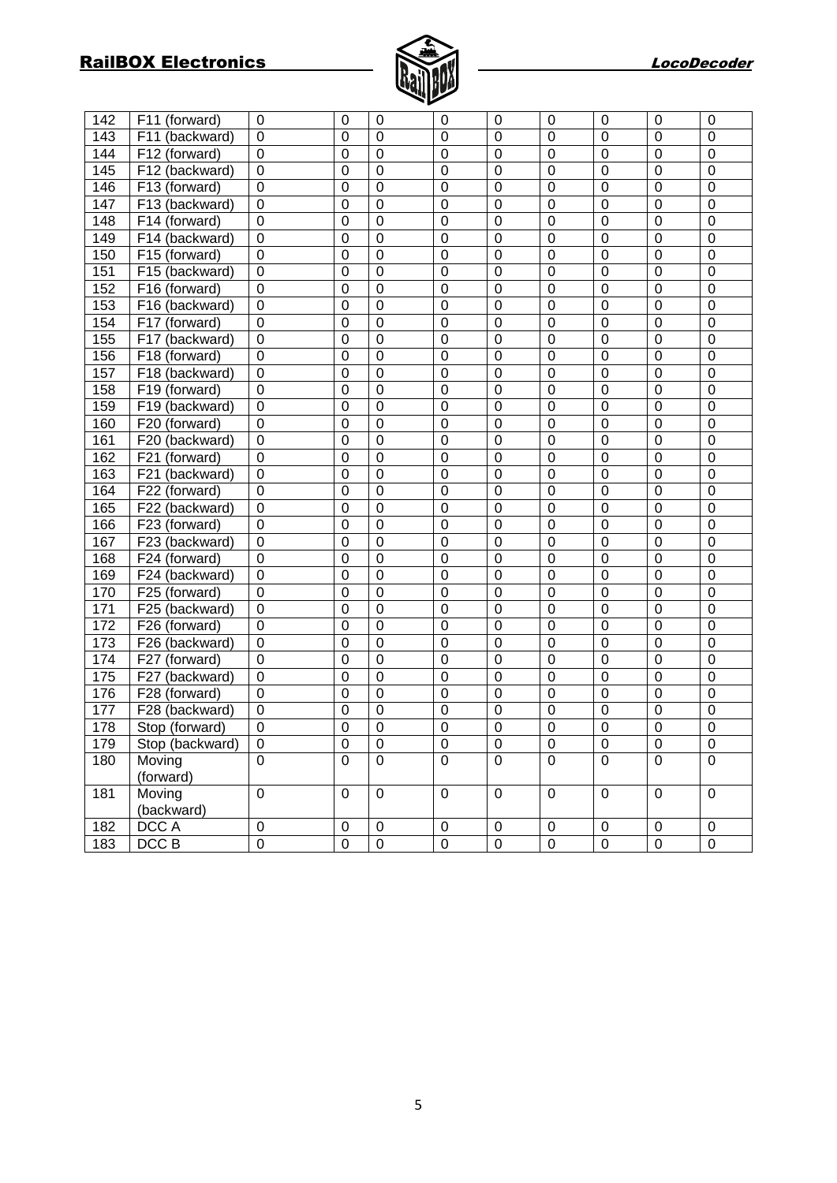| | | | | | | | | | | |
|---|---|---|---|---|---|---|---|---|---|---|
| 142 | F11 (forward) | 0 | 0 | 0 | 0 | 0 | 0 | 0 | 0 | 0 |
| 143 | F11 (backward) | 0 | 0 | 0 | 0 | 0 | 0 | 0 | 0 | 0 |
| 144 | F12 (forward) | 0 | 0 | 0 | 0 | 0 | 0 | 0 | 0 | 0 |
| 145 | F12 (backward) | 0 | 0 | 0 | 0 | 0 | 0 | 0 | 0 | 0 |
| 146 | F13 (forward) | 0 | 0 | 0 | 0 | 0 | 0 | 0 | 0 | 0 |
| 147 | F13 (backward) | 0 | 0 | 0 | 0 | 0 | 0 | 0 | 0 | 0 |
| 148 | F14 (forward) | 0 | 0 | 0 | 0 | 0 | 0 | 0 | 0 | 0 |
| 149 | F14 (backward) | 0 | 0 | 0 | 0 | 0 | 0 | 0 | 0 | 0 |
| 150 | F15 (forward) | 0 | 0 | 0 | 0 | 0 | 0 | 0 | 0 | 0 |
| 151 | F15 (backward) | 0 | 0 | 0 | 0 | 0 | 0 | 0 | 0 | 0 |
| 152 | F16 (forward) | 0 | 0 | 0 | 0 | 0 | 0 | 0 | 0 | 0 |
| 153 | F16 (backward) | 0 | 0 | 0 | 0 | 0 | 0 | 0 | 0 | 0 |
| 154 | F17 (forward) | 0 | 0 | 0 | 0 | 0 | 0 | 0 | 0 | 0 |
| 155 | F17 (backward) | 0 | 0 | 0 | 0 | 0 | 0 | 0 | 0 | 0 |
| 156 | F18 (forward) | 0 | 0 | 0 | 0 | 0 | 0 | 0 | 0 | 0 |
| 157 | F18 (backward) | 0 | 0 | 0 | 0 | 0 | 0 | 0 | 0 | 0 |
| 158 | F19 (forward) | 0 | 0 | 0 | 0 | 0 | 0 | 0 | 0 | 0 |
| 159 | F19 (backward) | 0 | 0 | 0 | 0 | 0 | 0 | 0 | 0 | 0 |
| 160 | F20 (forward) | 0 | 0 | 0 | 0 | 0 | 0 | 0 | 0 | 0 |
| 161 | F20 (backward) | 0 | 0 | 0 | 0 | 0 | 0 | 0 | 0 | 0 |
| 162 | F21 (forward) | 0 | 0 | 0 | 0 | 0 | 0 | 0 | 0 | 0 |
| 163 | F21 (backward) | 0 | 0 | 0 | 0 | 0 | 0 | 0 | 0 | 0 |
| 164 | F22 (forward) | 0 | 0 | 0 | 0 | 0 | 0 | 0 | 0 | 0 |
| 165 | F22 (backward) | 0 | 0 | 0 | 0 | 0 | 0 | 0 | 0 | 0 |
| 166 | F23 (forward) | 0 | 0 | 0 | 0 | 0 | 0 | 0 | 0 | 0 |
| 167 | F23 (backward) | 0 | 0 | 0 | 0 | 0 | 0 | 0 | 0 | 0 |
| 168 | F24 (forward) | 0 | 0 | 0 | 0 | 0 | 0 | 0 | 0 | 0 |
| 169 | F24 (backward) | 0 | 0 | 0 | 0 | 0 | 0 | 0 | 0 | 0 |
| 170 | F25 (forward) | 0 | 0 | 0 | 0 | 0 | 0 | 0 | 0 | 0 |
| 171 | F25 (backward) | 0 | 0 | 0 | 0 | 0 | 0 | 0 | 0 | 0 |
| 172 | F26 (forward) | 0 | 0 | 0 | 0 | 0 | 0 | 0 | 0 | 0 |
| 173 | F26 (backward) | 0 | 0 | 0 | 0 | 0 | 0 | 0 | 0 | 0 |
| 174 | F27 (forward) | 0 | 0 | 0 | 0 | 0 | 0 | 0 | 0 | 0 |
| 175 | F27 (backward) | 0 | 0 | 0 | 0 | 0 | 0 | 0 | 0 | 0 |
| 176 | F28 (forward) | 0 | 0 | 0 | 0 | 0 | 0 | 0 | 0 | 0 |
| 177 | F28 (backward) | 0 | 0 | 0 | 0 | 0 | 0 | 0 | 0 | 0 |
| 178 | Stop (forward) | 0 | 0 | 0 | 0 | 0 | 0 | 0 | 0 | 0 |
| 179 | Stop (backward) | 0 | 0 | 0 | 0 | 0 | 0 | 0 | 0 | 0 |
| 180 | Moving (forward) | 0 | 0 | 0 | 0 | 0 | 0 | 0 | 0 | 0 |
| 181 | Moving (backward) | 0 | 0 | 0 | 0 | 0 | 0 | 0 | 0 | 0 |
| 182 | DCC A | 0 | 0 | 0 | 0 | 0 | 0 | 0 | 0 | 0 |
| 183 | DCC B | 0 | 0 | 0 | 0 | 0 | 0 | 0 | 0 | 0 |